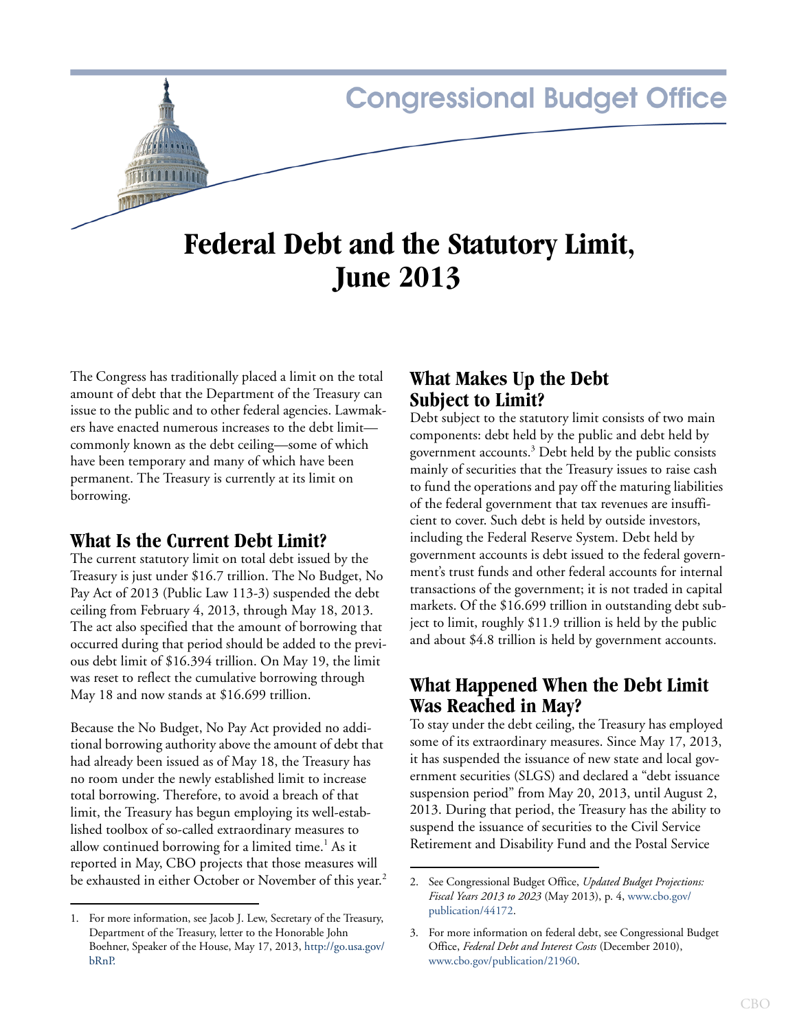Congressional Budget Office

# Federal Debt and the Statutory Limit, June 2013

The Congress has traditionally placed a limit on the total amount of debt that the Department of the Treasury can issue to the public and to other federal agencies. Lawmakers have enacted numerous increases to the debt limit—commonly known as the debt ceiling—some of which have been temporary and many of which have been permanent. The Treasury is currently at its limit on borrowing.

## What Is the Current Debt Limit?

The current statutory limit on total debt issued by the Treasury is just under $16.7 trillion. The No Budget, No Pay Act of 2013 (Public Law 113-3) suspended the debt ceiling from February 4, 2013, through May 18, 2013. The act also specified that the amount of borrowing that occurred during that period should be added to the previous debt limit of $16.394 trillion. On May 19, the limit was reset to reflect the cumulative borrowing through May 18 and now stands at $16.699 trillion.

Because the No Budget, No Pay Act provided no additional borrowing authority above the amount of debt that had already been issued as of May 18, the Treasury has no room under the newly established limit to increase total borrowing. Therefore, to avoid a breach of that limit, the Treasury has begun employing its well-established toolbox of so-called extraordinary measures to allow continued borrowing for a limited time.[1] As it reported in May, CBO projects that those measures will be exhausted in either October or November of this year.[2]

## What Makes Up the Debt Subject to Limit?

Debt subject to the statutory limit consists of two main components: debt held by the public and debt held by government accounts.[3] Debt held by the public consists mainly of securities that the Treasury issues to raise cash to fund the operations and pay off the maturing liabilities of the federal government that tax revenues are insufficient to cover. Such debt is held by outside investors, including the Federal Reserve System. Debt held by government accounts is debt issued to the federal government's trust funds and other federal accounts for internal transactions of the government; it is not traded in capital markets. Of the $16.699 trillion in outstanding debt subject to limit, roughly $11.9 trillion is held by the public and about $4.8 trillion is held by government accounts.

## What Happened When the Debt Limit Was Reached in May?

To stay under the debt ceiling, the Treasury has employed some of its extraordinary measures. Since May 17, 2013, it has suspended the issuance of new state and local government securities (SLGS) and declared a "debt issuance suspension period" from May 20, 2013, until August 2, 2013. During that period, the Treasury has the ability to suspend the issuance of securities to the Civil Service Retirement and Disability Fund and the Postal Service

---

1. For more information, see Jacob J. Lew, Secretary of the Treasury, Department of the Treasury, letter to the Honorable John Boehner, Speaker of the House, May 17, 2013, http://go.usa.gov/bRnP.

2. See Congressional Budget Office, *Updated Budget Projections: Fiscal Years 2013 to 2023* (May 2013), p. 4, www.cbo.gov/publication/44172.

3. For more information on federal debt, see Congressional Budget Office, *Federal Debt and Interest Costs* (December 2010), www.cbo.gov/publication/21960.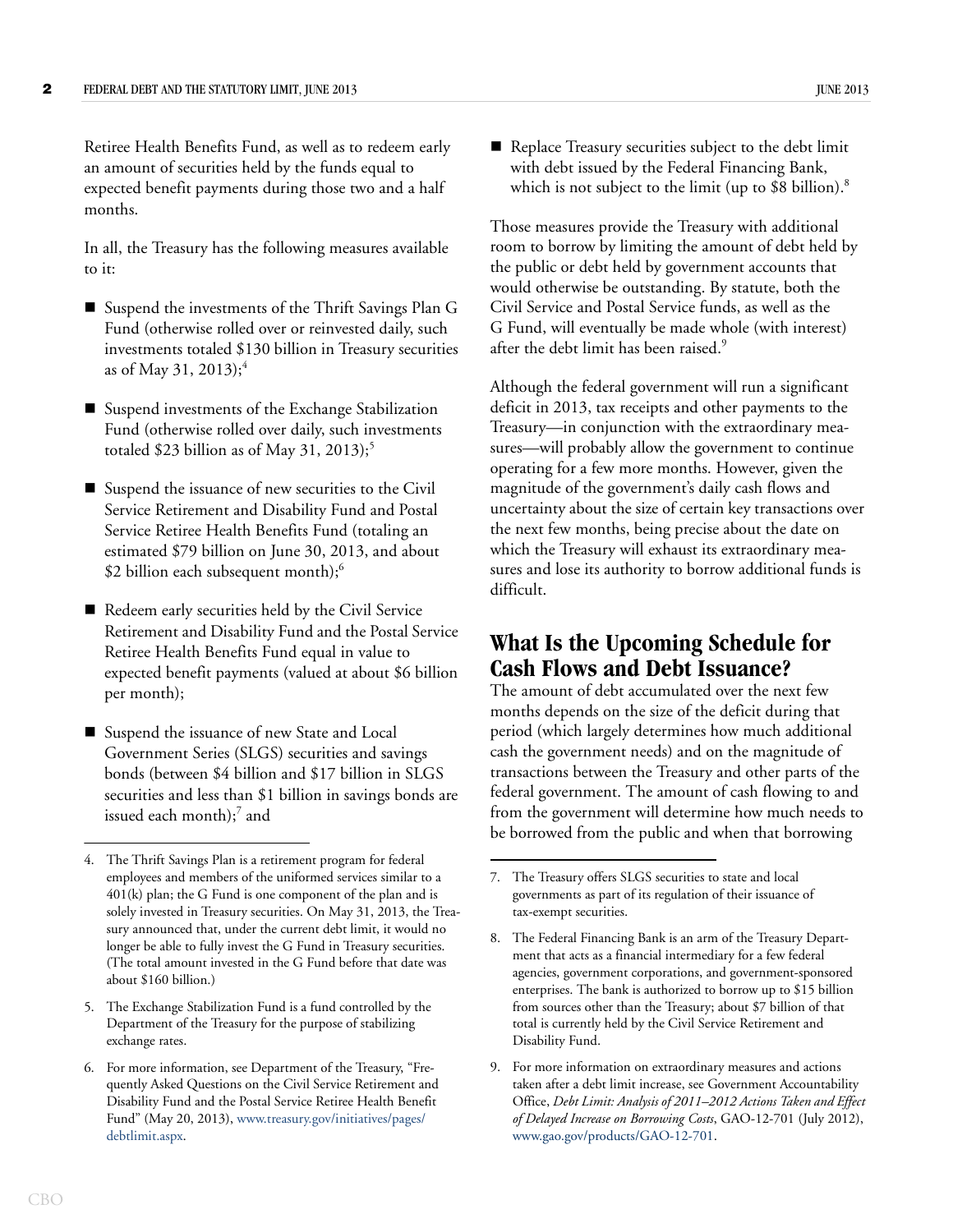Retiree Health Benefits Fund, as well as to redeem early an amount of securities held by the funds equal to expected benefit payments during those two and a half months.

In all, the Treasury has the following measures available to it:

- Suspend the investments of the Thrift Savings Plan G Fund (otherwise rolled over or reinvested daily, such investments totaled $130 billion in Treasury securities as of May 31, 2013);[4]
- Suspend investments of the Exchange Stabilization Fund (otherwise rolled over daily, such investments totaled $23 billion as of May 31, 2013);[5]
- Suspend the issuance of new securities to the Civil Service Retirement and Disability Fund and Postal Service Retiree Health Benefits Fund (totaling an estimated $79 billion on June 30, 2013, and about $2 billion each subsequent month);[6]
- Redeem early securities held by the Civil Service Retirement and Disability Fund and the Postal Service Retiree Health Benefits Fund equal in value to expected benefit payments (valued at about $6 billion per month);
- Suspend the issuance of new State and Local Government Series (SLGS) securities and savings bonds (between $4 billion and $17 billion in SLGS securities and less than $1 billion in savings bonds are issued each month);[7] and
- Replace Treasury securities subject to the debt limit with debt issued by the Federal Financing Bank, which is not subject to the limit (up to $8 billion).[8]

Those measures provide the Treasury with additional room to borrow by limiting the amount of debt held by the public or debt held by government accounts that would otherwise be outstanding. By statute, both the Civil Service and Postal Service funds, as well as the G Fund, will eventually be made whole (with interest) after the debt limit has been raised.[9]

Although the federal government will run a significant deficit in 2013, tax receipts and other payments to the Treasury—in conjunction with the extraordinary measures—will probably allow the government to continue operating for a few more months. However, given the magnitude of the government's daily cash flows and uncertainty about the size of certain key transactions over the next few months, being precise about the date on which the Treasury will exhaust its extraordinary measures and lose its authority to borrow additional funds is difficult.

## What Is the Upcoming Schedule for Cash Flows and Debt Issuance?

The amount of debt accumulated over the next few months depends on the size of the deficit during that period (which largely determines how much additional cash the government needs) and on the magnitude of transactions between the Treasury and other parts of the federal government. The amount of cash flowing to and from the government will determine how much needs to be borrowed from the public and when that borrowing

---

4. The Thrift Savings Plan is a retirement program for federal employees and members of the uniformed services similar to a 401(k) plan; the G Fund is one component of the plan and is solely invested in Treasury securities. On May 31, 2013, the Treasury announced that, under the current debt limit, it would no longer be able to fully invest the G Fund in Treasury securities. (The total amount invested in the G Fund before that date was about $160 billion.)

5. The Exchange Stabilization Fund is a fund controlled by the Department of the Treasury for the purpose of stabilizing exchange rates.

6. For more information, see Department of the Treasury, "Frequently Asked Questions on the Civil Service Retirement and Disability Fund and the Postal Service Retiree Health Benefit Fund" (May 20, 2013), www.treasury.gov/initiatives/pages/debtlimit.aspx.

7. The Treasury offers SLGS securities to state and local governments as part of its regulation of their issuance of tax-exempt securities.

8. The Federal Financing Bank is an arm of the Treasury Department that acts as a financial intermediary for a few federal agencies, government corporations, and government-sponsored enterprises. The bank is authorized to borrow up to $15 billion from sources other than the Treasury; about $7 billion of that total is currently held by the Civil Service Retirement and Disability Fund.

9. For more information on extraordinary measures and actions taken after a debt limit increase, see Government Accountability Office, *Debt Limit: Analysis of 2011–2012 Actions Taken and Effect of Delayed Increase on Borrowing Costs*, GAO-12-701 (July 2012), www.gao.gov/products/GAO-12-701.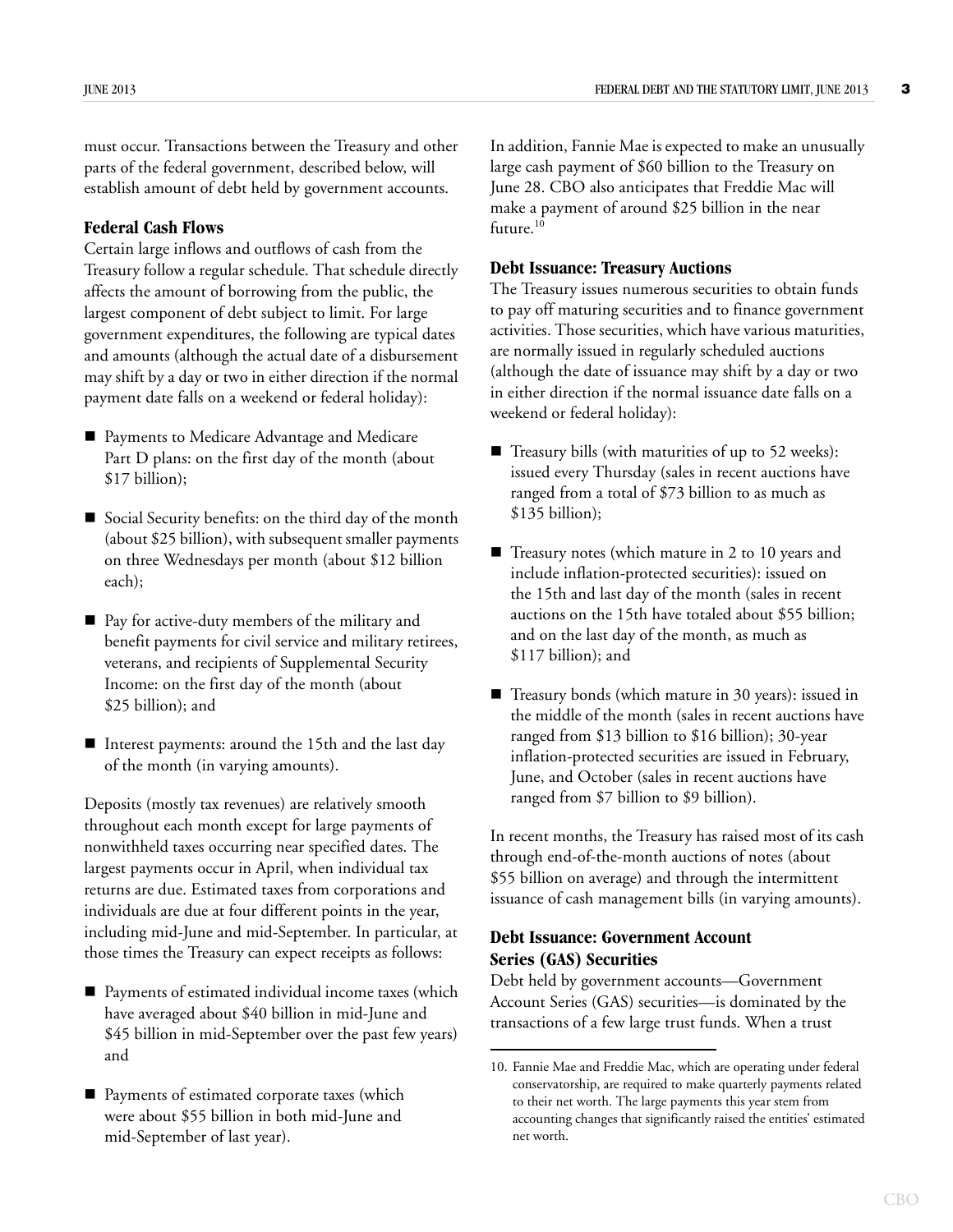must occur. Transactions between the Treasury and other parts of the federal government, described below, will establish amount of debt held by government accounts.

### Federal Cash Flows

Certain large inflows and outflows of cash from the Treasury follow a regular schedule. That schedule directly affects the amount of borrowing from the public, the largest component of debt subject to limit. For large government expenditures, the following are typical dates and amounts (although the actual date of a disbursement may shift by a day or two in either direction if the normal payment date falls on a weekend or federal holiday):

- Payments to Medicare Advantage and Medicare Part D plans: on the first day of the month (about $17 billion);
- Social Security benefits: on the third day of the month (about $25 billion), with subsequent smaller payments on three Wednesdays per month (about $12 billion each);
- Pay for active-duty members of the military and benefit payments for civil service and military retirees, veterans, and recipients of Supplemental Security Income: on the first day of the month (about $25 billion); and
- Interest payments: around the 15th and the last day of the month (in varying amounts).

Deposits (mostly tax revenues) are relatively smooth throughout each month except for large payments of nonwithheld taxes occurring near specified dates. The largest payments occur in April, when individual tax returns are due. Estimated taxes from corporations and individuals are due at four different points in the year, including mid-June and mid-September. In particular, at those times the Treasury can expect receipts as follows:

- Payments of estimated individual income taxes (which have averaged about $40 billion in mid-June and $45 billion in mid-September over the past few years) and
- Payments of estimated corporate taxes (which were about $55 billion in both mid-June and mid-September of last year).

In addition, Fannie Mae is expected to make an unusually large cash payment of $60 billion to the Treasury on June 28. CBO also anticipates that Freddie Mac will make a payment of around $25 billion in the near future.[10]

### Debt Issuance: Treasury Auctions

The Treasury issues numerous securities to obtain funds to pay off maturing securities and to finance government activities. Those securities, which have various maturities, are normally issued in regularly scheduled auctions (although the date of issuance may shift by a day or two in either direction if the normal issuance date falls on a weekend or federal holiday):

- Treasury bills (with maturities of up to 52 weeks): issued every Thursday (sales in recent auctions have ranged from a total of $73 billion to as much as $135 billion);
- Treasury notes (which mature in 2 to 10 years and include inflation-protected securities): issued on the 15th and last day of the month (sales in recent auctions on the 15th have totaled about $55 billion; and on the last day of the month, as much as $117 billion); and
- Treasury bonds (which mature in 30 years): issued in the middle of the month (sales in recent auctions have ranged from $13 billion to $16 billion); 30-year inflation-protected securities are issued in February, June, and October (sales in recent auctions have ranged from $7 billion to $9 billion).

In recent months, the Treasury has raised most of its cash through end-of-the-month auctions of notes (about $55 billion on average) and through the intermittent issuance of cash management bills (in varying amounts).

### Debt Issuance: Government Account Series (GAS) Securities

Debt held by government accounts—Government Account Series (GAS) securities—is dominated by the transactions of a few large trust funds. When a trust

10. Fannie Mae and Freddie Mac, which are operating under federal conservatorship, are required to make quarterly payments related to their net worth. The large payments this year stem from accounting changes that significantly raised the entities' estimated net worth.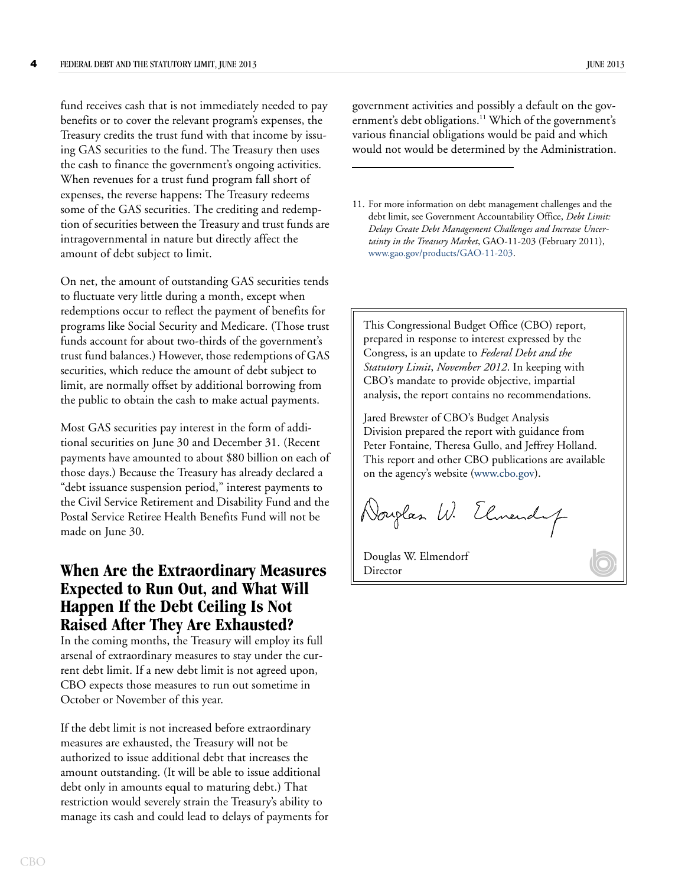fund receives cash that is not immediately needed to pay benefits or to cover the relevant program's expenses, the Treasury credits the trust fund with that income by issuing GAS securities to the fund. The Treasury then uses the cash to finance the government's ongoing activities. When revenues for a trust fund program fall short of expenses, the reverse happens: The Treasury redeems some of the GAS securities. The crediting and redemption of securities between the Treasury and trust funds are intragovernmental in nature but directly affect the amount of debt subject to limit.

On net, the amount of outstanding GAS securities tends to fluctuate very little during a month, except when redemptions occur to reflect the payment of benefits for programs like Social Security and Medicare. (Those trust funds account for about two-thirds of the government's trust fund balances.) However, those redemptions of GAS securities, which reduce the amount of debt subject to limit, are normally offset by additional borrowing from the public to obtain the cash to make actual payments.

Most GAS securities pay interest in the form of additional securities on June 30 and December 31. (Recent payments have amounted to about $80 billion on each of those days.) Because the Treasury has already declared a "debt issuance suspension period," interest payments to the Civil Service Retirement and Disability Fund and the Postal Service Retiree Health Benefits Fund will not be made on June 30.

## When Are the Extraordinary Measures Expected to Run Out, and What Will Happen If the Debt Ceiling Is Not Raised After They Are Exhausted?

In the coming months, the Treasury will employ its full arsenal of extraordinary measures to stay under the current debt limit. If a new debt limit is not agreed upon, CBO expects those measures to run out sometime in October or November of this year.

If the debt limit is not increased before extraordinary measures are exhausted, the Treasury will not be authorized to issue additional debt that increases the amount outstanding. (It will be able to issue additional debt only in amounts equal to maturing debt.) That restriction would severely strain the Treasury's ability to manage its cash and could lead to delays of payments for government activities and possibly a default on the government's debt obligations.[11] Which of the government's various financial obligations would be paid and which would not would be determined by the Administration.

---

11. For more information on debt management challenges and the debt limit, see Government Accountability Office, *Debt Limit: Delays Create Debt Management Challenges and Increase Uncertainty in the Treasury Market*, GAO-11-203 (February 2011), www.gao.gov/products/GAO-11-203.

---

This Congressional Budget Office (CBO) report, prepared in response to interest expressed by the Congress, is an update to *Federal Debt and the Statutory Limit, November 2012*. In keeping with CBO's mandate to provide objective, impartial analysis, the report contains no recommendations.

Jared Brewster of CBO's Budget Analysis Division prepared the report with guidance from Peter Fontaine, Theresa Gullo, and Jeffrey Holland. This report and other CBO publications are available on the agency's website (www.cbo.gov).

Douglas W. Elmendorf
Director